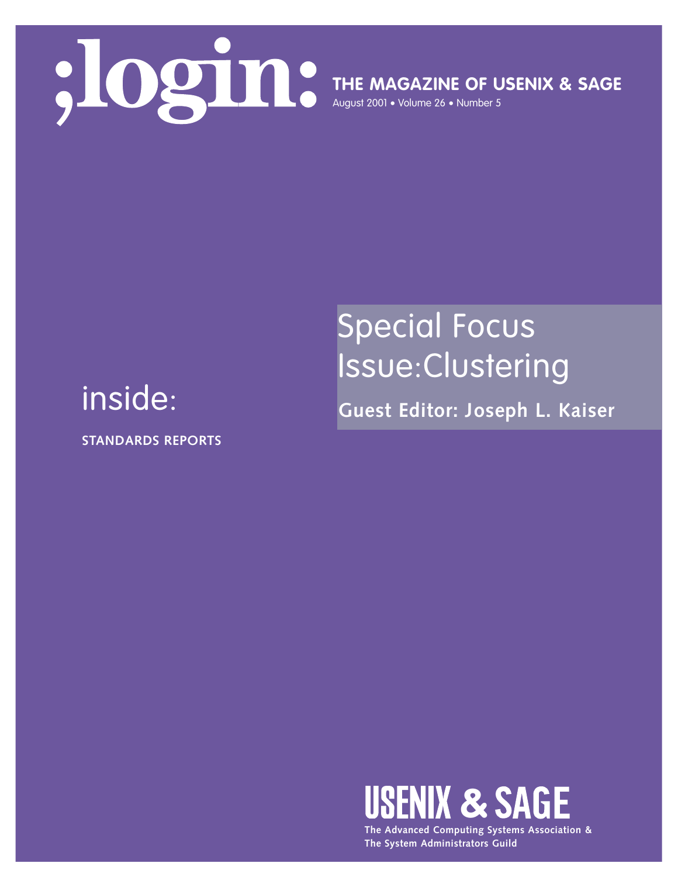# ;login:

**THE MAGAZINE OF USENIX & SAGE**

August 2001 • Volume 26 • Number 5

## Special Focus Issue: Clustering

**Guest Editor: Joseph L. Kaiser**

inside:

**STANDARDS REPORTS**

**USENIX & SAGE**

**The Advanced Computing Systems Association & The System Administrators Guild**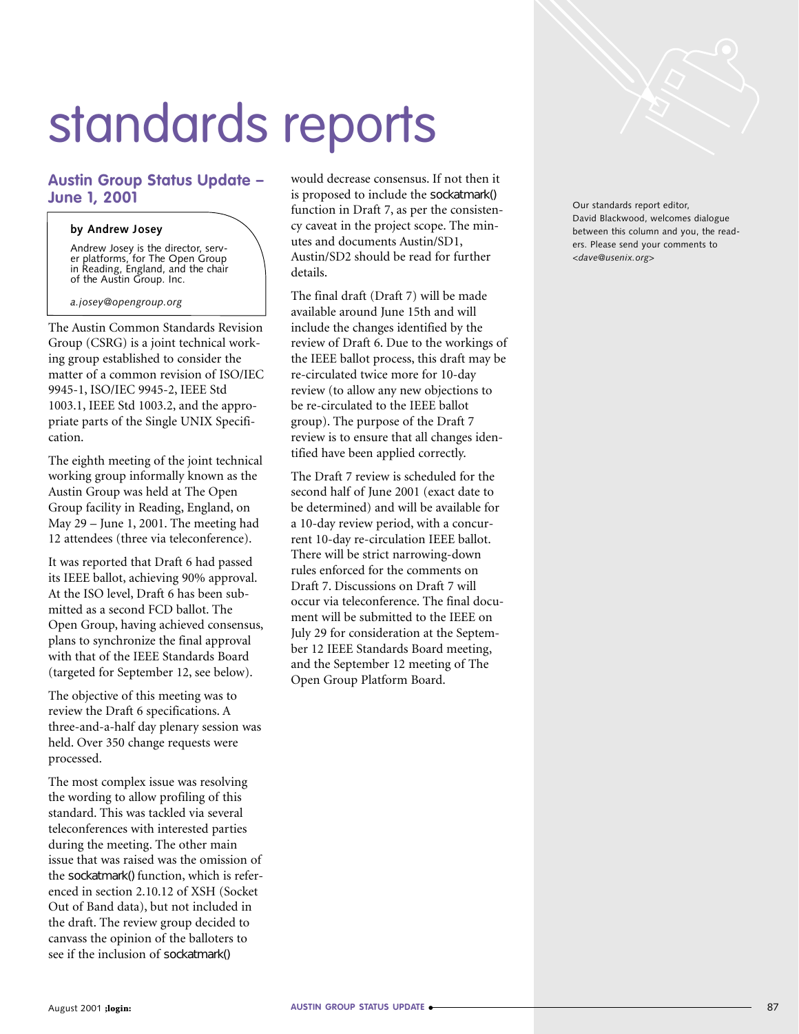# standards reports

Our standards report editor, David Blackwood, welcomes dialogue between this column and you, the readers. Please send your comments to <*dave@usenix.org*>

## Austin Group Status Update – June 1, 2001

**by Andrew Josey**

Andrew Josey is the director, server platforms, for The Open Group in Reading, England, and the chair of the Austin Group. Inc.

*a.josey@opengroup.org*

The Austin Common Standards Revision Group (CSRG) is a joint technical working group established to consider the matter of a common revision of ISO/IEC 9945-1, ISO/IEC 9945-2, IEEE Std 1003.1, IEEE Std 1003.2, and the appropriate parts of the Single UNIX Specification.

The eighth meeting of the joint technical working group informally known as the Austin Group was held at The Open Group facility in Reading, England, on May 29 – June 1, 2001. The meeting had 12 attendees (three via teleconference).

It was reported that Draft 6 had passed its IEEE ballot, achieving 90% approval. At the ISO level, Draft 6 has been submitted as a second FCD ballot. The Open Group, having achieved consensus, plans to synchronize the final approval with that of the IEEE Standards Board (targeted for September 12, see below).

The objective of this meeting was to review the Draft 6 specifications. A three-and-a-half day plenary session was held. Over 350 change requests were processed.

The most complex issue was resolving the wording to allow profiling of this standard. This was tackled via several teleconferences with interested parties during the meeting. The other main issue that was raised was the omission of the sockatmark() function, which is referenced in section 2.10.12 of XSH (Socket Out of Band data), but not included in the draft. The review group decided to canvass the opinion of the balloters to see if the inclusion of sockatmark() would decrease consensus. If not then it is proposed to include the sockatmark() function in Draft 7, as per the consistency caveat in the project scope. The minutes and documents Austin/SD1, Austin/SD2 should be read for further details.

The final draft (Draft 7) will be made available around June 15th and will include the changes identified by the review of Draft 6. Due to the workings of the IEEE ballot process, this draft may be re-circulated twice more for 10-day review (to allow any new objections to be re-circulated to the IEEE ballot group). The purpose of the Draft 7 review is to ensure that all changes identified have been applied correctly.

The Draft 7 review is scheduled for the second half of June 2001 (exact date to be determined) and will be available for a 10-day review period, with a concurrent 10-day re-circulation IEEE ballot. There will be strict narrowing-down rules enforced for the comments on Draft 7. Discussions on Draft 7 will occur via teleconference. The final document will be submitted to the IEEE on July 29 for consideration at the September 12 IEEE Standards Board meeting, and the September 12 meeting of The Open Group Platform Board.